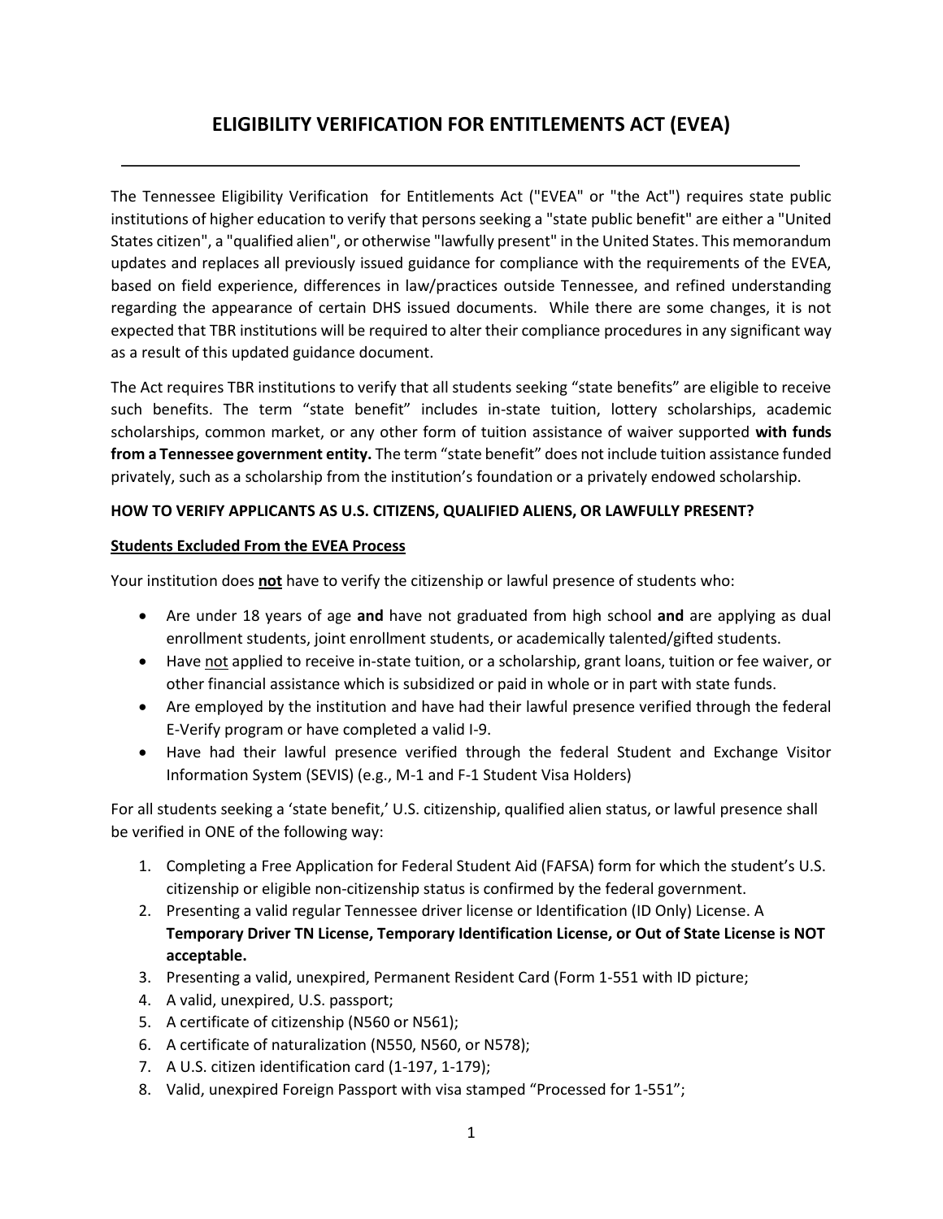# ELIGIBILITY VERIFICATION FOR ENTITLEMENTS ACT (EVEA)

The Tennessee Eligibility Verification for Entitlements Act ("EVEA" or "the Act") requires state public institutions of higher education to verify that persons seeking a "state public benefit" are either a "United States citizen", a "qualified alien", or otherwise "lawfully present" in the United States. This memorandum updates and replaces all previously issued guidance for compliance with the requirements of the EVEA, based on field experience, differences in law/practices outside Tennessee, and refined understanding regarding the appearance of certain DHS issued documents. While there are some changes, it is not expected that TBR institutions will be required to alter their compliance procedures in any significant way as a result of this updated guidance document.

The Act requires TBR institutions to verify that all students seeking "state benefits" are eligible to receive such benefits. The term "state benefit" includes in-state tuition, lottery scholarships, academic scholarships, common market, or any other form of tuition assistance of waiver supported **with funds from a Tennessee government entity.** The term "state benefit" does not include tuition assistance funded privately, such as a scholarship from the institution's foundation or a privately endowed scholarship.

**HOW TO VERIFY APPLICANTS AS U.S. CITIZENS, QUALIFIED ALIENS, OR LAWFULLY PRESENT?**

**Students Excluded From the EVEA Process**

Your institution does **not** have to verify the citizenship or lawful presence of students who:

- Are under 18 years of age **and** have not graduated from high school **and** are applying as dual enrollment students, joint enrollment students, or academically talented/gifted students.
- Have not applied to receive in-state tuition, or a scholarship, grant loans, tuition or fee waiver, or other financial assistance which is subsidized or paid in whole or in part with state funds.
- Are employed by the institution and have had their lawful presence verified through the federal E-Verify program or have completed a valid I-9.
- Have had their lawful presence verified through the federal Student and Exchange Visitor Information System (SEVIS) (e.g., M-1 and F-1 Student Visa Holders)

For all students seeking a 'state benefit,' U.S. citizenship, qualified alien status, or lawful presence shall be verified in ONE of the following way:

1. Completing a Free Application for Federal Student Aid (FAFSA) form for which the student's U.S. citizenship or eligible non-citizenship status is confirmed by the federal government.
2. Presenting a valid regular Tennessee driver license or Identification (ID Only) License. A **Temporary Driver TN License, Temporary Identification License, or Out of State License is NOT acceptable.**
3. Presenting a valid, unexpired, Permanent Resident Card (Form 1-551 with ID picture;
4. A valid, unexpired, U.S. passport;
5. A certificate of citizenship (N560 or N561);
6. A certificate of naturalization (N550, N560, or N578);
7. A U.S. citizen identification card (1-197, 1-179);
8. Valid, unexpired Foreign Passport with visa stamped "Processed for 1-551";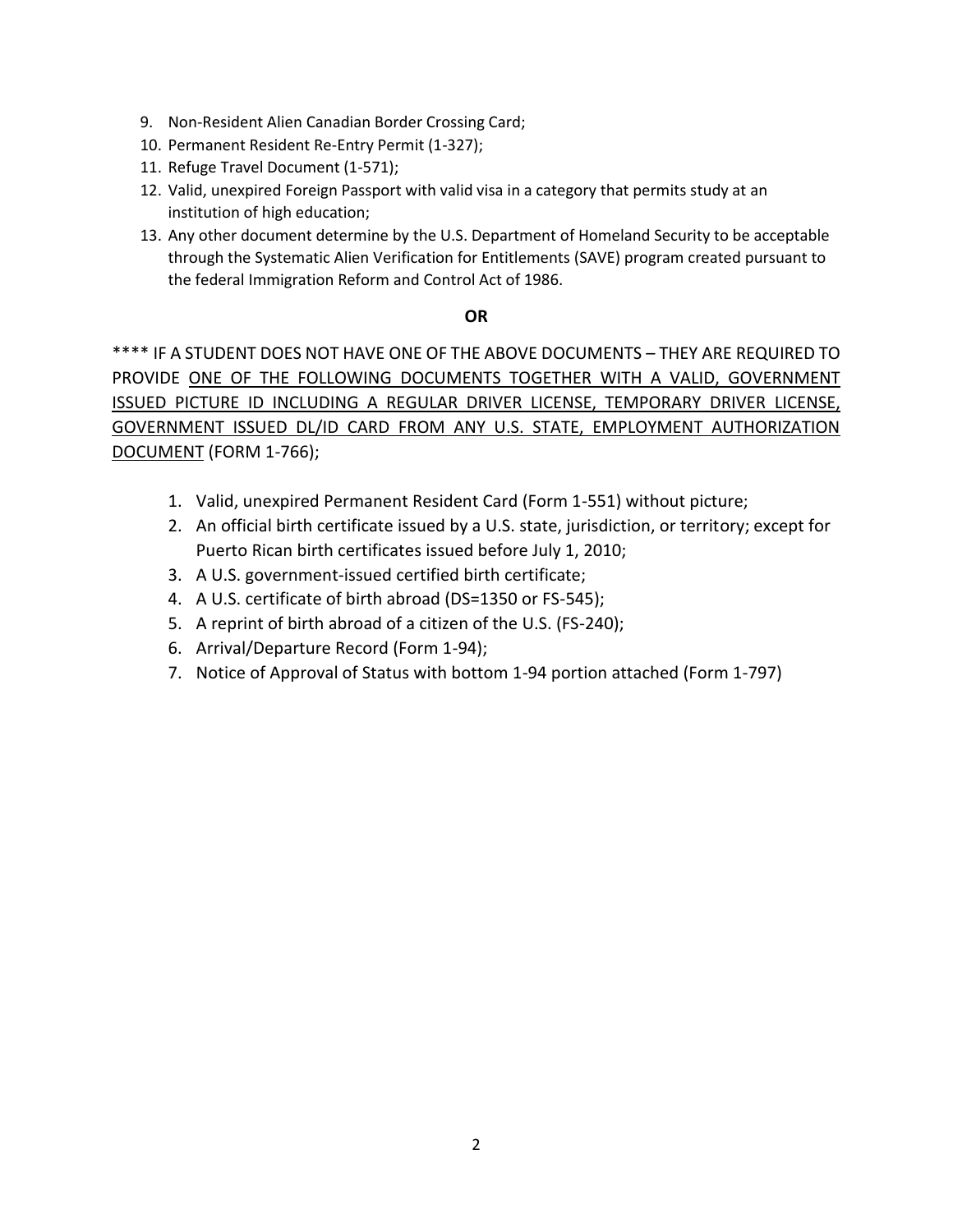9. Non-Resident Alien Canadian Border Crossing Card;
10. Permanent Resident Re-Entry Permit (1-327);
11. Refuge Travel Document (1-571);
12. Valid, unexpired Foreign Passport with valid visa in a category that permits study at an institution of high education;
13. Any other document determine by the U.S. Department of Homeland Security to be acceptable through the Systematic Alien Verification for Entitlements (SAVE) program created pursuant to the federal Immigration Reform and Control Act of 1986.

**OR**

**** IF A STUDENT DOES NOT HAVE ONE OF THE ABOVE DOCUMENTS – THEY ARE REQUIRED TO PROVIDE <u>ONE OF THE FOLLOWING DOCUMENTS TOGETHER WITH A VALID, GOVERNMENT ISSUED PICTURE ID INCLUDING A REGULAR DRIVER LICENSE, TEMPORARY DRIVER LICENSE, GOVERNMENT ISSUED DL/ID CARD FROM ANY U.S. STATE, EMPLOYMENT AUTHORIZATION DOCUMENT</u> (FORM 1-766);

1. Valid, unexpired Permanent Resident Card (Form 1-551) without picture;
2. An official birth certificate issued by a U.S. state, jurisdiction, or territory; except for Puerto Rican birth certificates issued before July 1, 2010;
3. A U.S. government-issued certified birth certificate;
4. A U.S. certificate of birth abroad (DS=1350 or FS-545);
5. A reprint of birth abroad of a citizen of the U.S. (FS-240);
6. Arrival/Departure Record (Form 1-94);
7. Notice of Approval of Status with bottom 1-94 portion attached (Form 1-797)